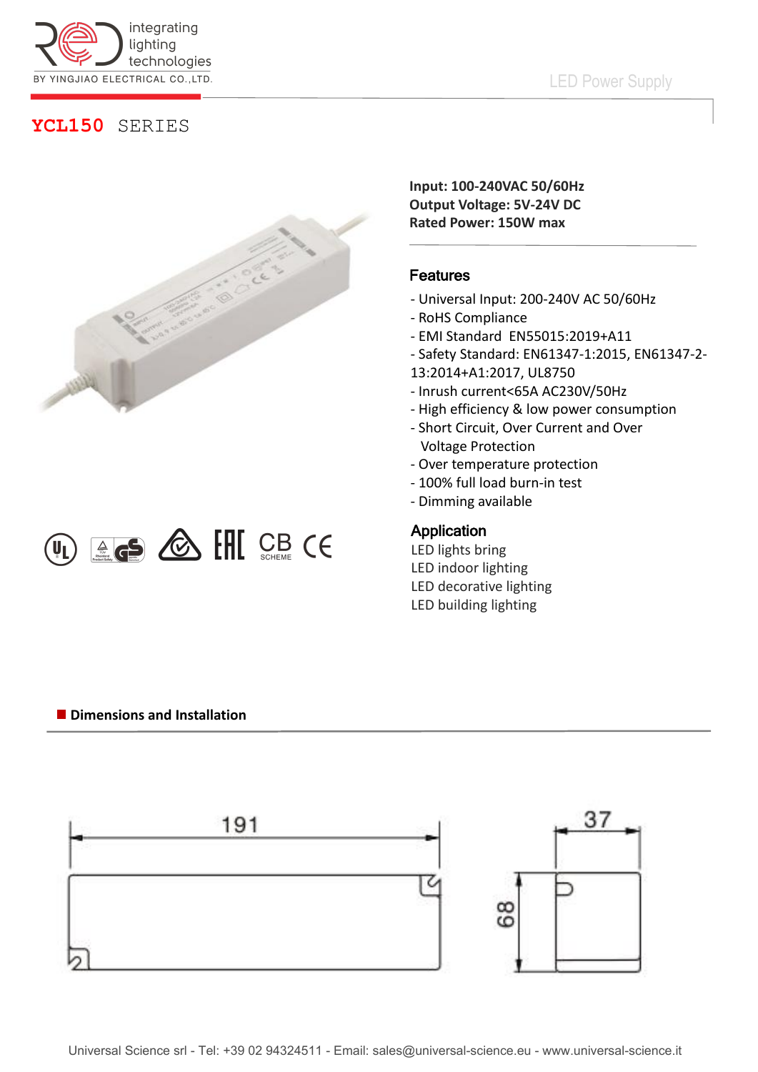integrating lighting technologies

BY YINGJIAO ELECTRICAL CO.,LTD.

LED Power Supply

# YCL150 SERIES

**Input: 100-240VAC 50/60Hz**
**Output Voltage: 5V-24V DC**
**Rated Power: 150W max**

## Features

- Universal Input: 200-240V AC 50/60Hz
- RoHS Compliance
- EMI Standard EN55015:2019+A11
- Safety Standard: EN61347-1:2015, EN61347-2-13:2014+A1:2017, UL8750
- Inrush current<65A AC230V/50Hz
- High efficiency & low power consumption
- Short Circuit, Over Current and Over Voltage Protection
- Over temperature protection
- 100% full load burn-in test
- Dimming available

## Application

LED lights bring
LED indoor lighting
LED decorative lighting
LED building lighting

## Dimensions and Installation

191

37

68

Universal Science srl - Tel: +39 02 94324511 - Email: sales@universal-science.eu - www.universal-science.it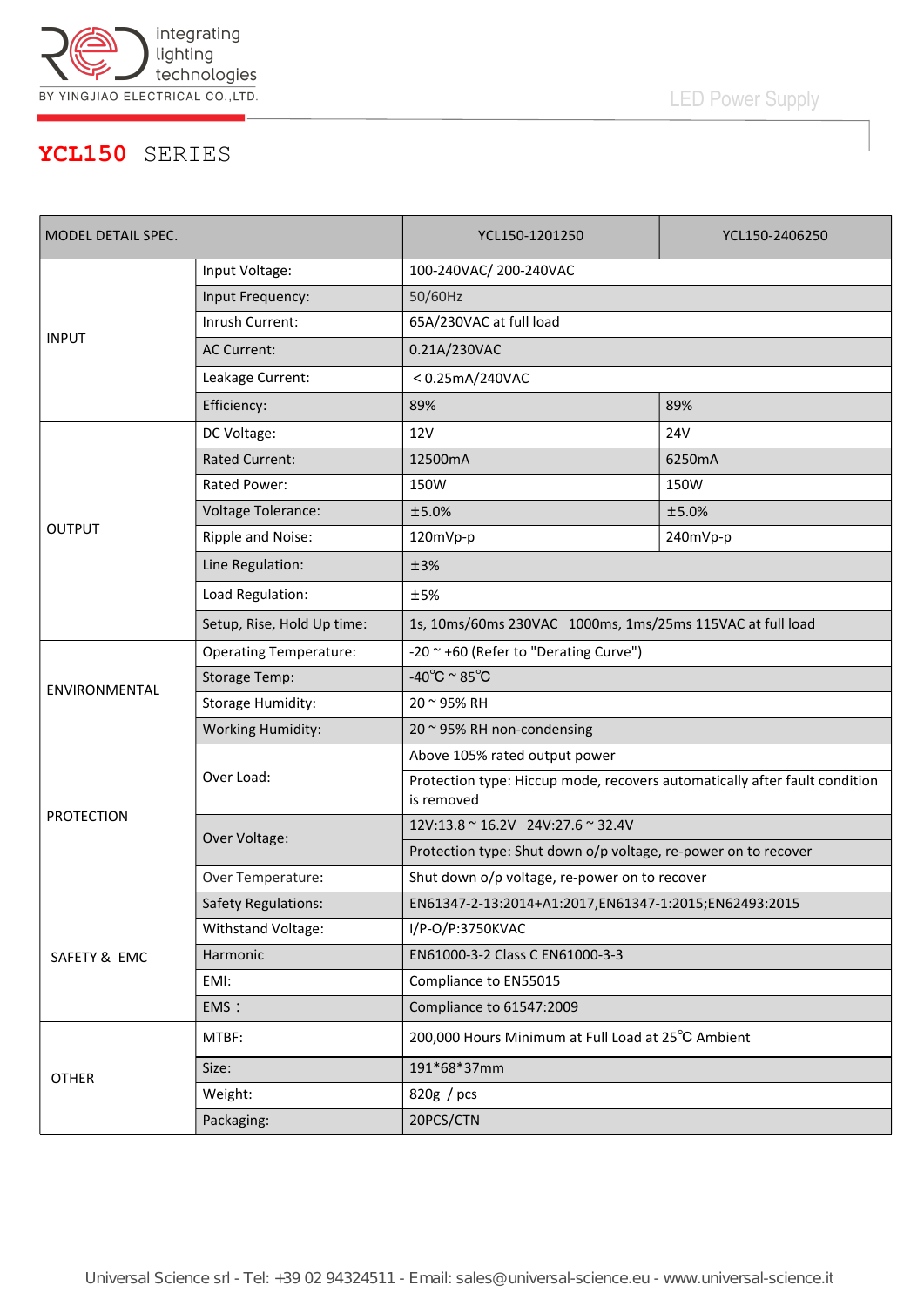# YCL150 SERIES

| MODEL DETAIL SPEC. | | YCL150-1201250 | YCL150-2406250 |
|---|---|---|---|
| INPUT | Input Voltage: | 100-240VAC/ 200-240VAC | |
| | Input Frequency: | 50/60Hz | |
| | Inrush Current: | 65A/230VAC at full load | |
| | AC Current: | 0.21A/230VAC | |
| | Leakage Current: | ＜0.25mA/240VAC | |
| | Efficiency: | 89% | 89% |
| OUTPUT | DC Voltage: | 12V | 24V |
| | Rated Current: | 12500mA | 6250mA |
| | Rated Power: | 150W | 150W |
| | Voltage Tolerance: | ±5.0% | ±5.0% |
| | Ripple and Noise: | 120mVp-p | 240mVp-p |
| | Line Regulation: | ±3% | |
| | Load Regulation: | ±5% | |
| | Setup, Rise, Hold Up time: | 1s, 10ms/60ms 230VAC 1000ms, 1ms/25ms 115VAC at full load | |
| ENVIRONMENTAL | Operating Temperature: | -20 ~ +60 (Refer to "Derating Curve") | |
| | Storage Temp: | -40℃ ~ 85℃ | |
| | Storage Humidity: | 20 ~ 95% RH | |
| | Working Humidity: | 20 ~ 95% RH non-condensing | |
| PROTECTION | Over Load: | Above 105% rated output power | |
| | | Protection type: Hiccup mode, recovers automatically after fault condition is removed | |
| | Over Voltage: | 12V:13.8 ~ 16.2V 24V:27.6 ~ 32.4V | |
| | | Protection type: Shut down o/p voltage, re-power on to recover | |
| | Over Temperature: | Shut down o/p voltage, re-power on to recover | |
| SAFETY & EMC | Safety Regulations: | EN61347-2-13:2014+A1:2017,EN61347-1:2015;EN62493:2015 | |
| | Withstand Voltage: | I/P-O/P:3750KVAC | |
| | Harmonic | EN61000-3-2 Class C EN61000-3-3 | |
| | EMI: | Compliance to EN55015 | |
| | EMS： | Compliance to 61547:2009 | |
| OTHER | MTBF: | 200,000 Hours Minimum at Full Load at 25℃ Ambient | |
| | Size: | 191*68*37mm | |
| | Weight: | 820g / pcs | |
| | Packaging: | 20PCS/CTN | |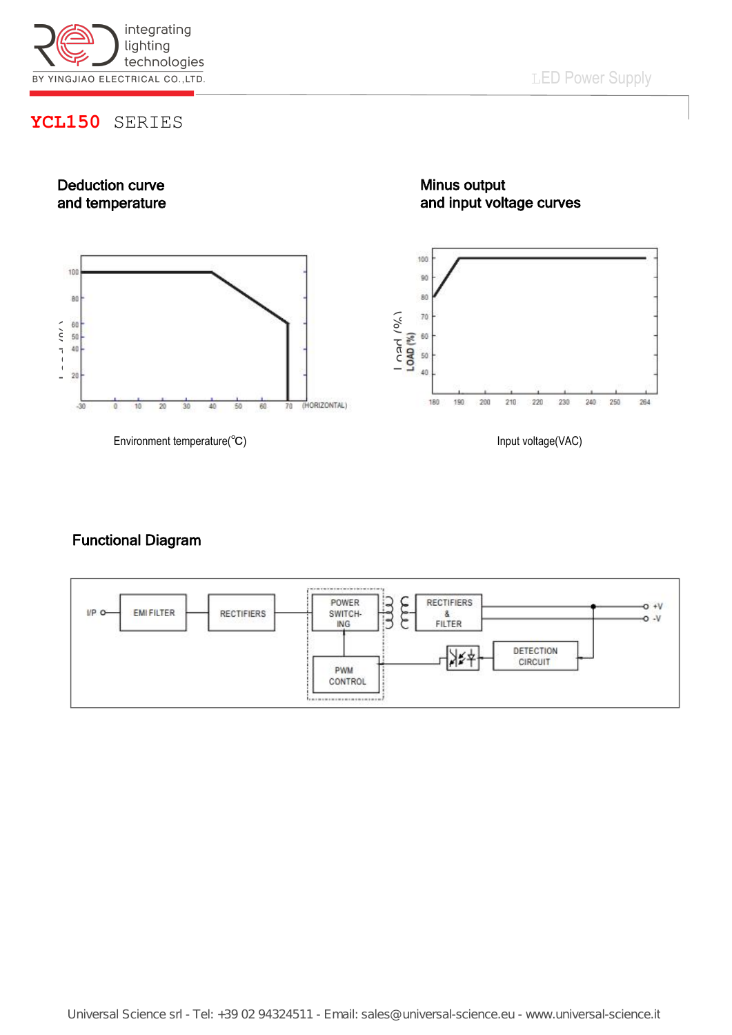# YCL150 SERIES

## Deduction curve and temperature

Load (%)

100
80
60
50
40
20

-30 0 10 20 30 40 50 60 70 (HORIZONTAL)

Environment temperature(℃)

## Minus output and input voltage curves

Load (%)
LOAD (%)

100
90
80
70
60
50
40

180 190 200 210 220 230 240 250 264

Input voltage(VAC)

## Functional Diagram

I/P
EMI FILTER
RECTIFIERS
POWER SWITCH-ING
PWM CONTROL
RECTIFIERS & FILTER
DETECTION CIRCUIT
+V
-V

Universal Science srl - Tel: +39 02 94324511 - Email: sales@universal-science.eu - www.universal-science.it